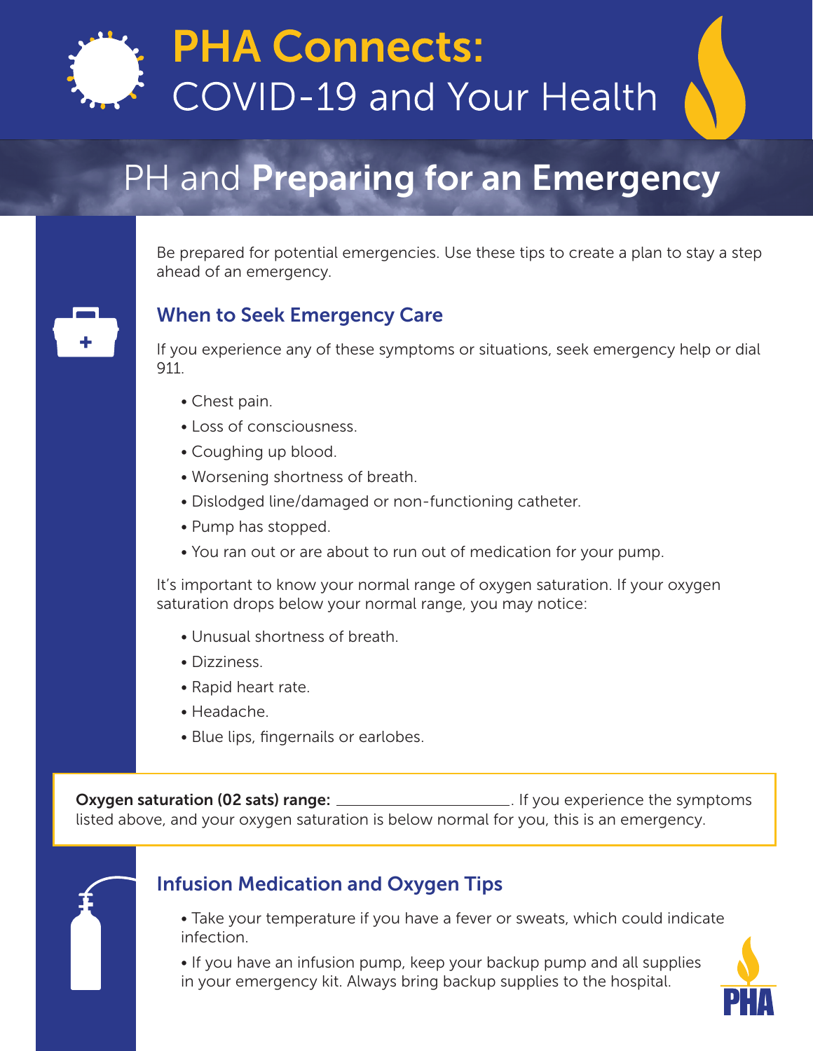# PHA Connects: COVID-19 and Your Health

## PH and **Preparing for an Emergency**

Be prepared for potential emergencies. Use these tips to create a plan to stay a step ahead of an emergency.

### When to Seek Emergency Care

If you experience any of these symptoms or situations, seek emergency help or dial 911.

- Chest pain.
- Loss of consciousness.
- Coughing up blood.
- Worsening shortness of breath.
- Dislodged line/damaged or non-functioning catheter.
- Pump has stopped.
- You ran out or are about to run out of medication for your pump.

It's important to know your normal range of oxygen saturation. If your oxygen saturation drops below your normal range, you may notice:

- Unusual shortness of breath.
- Dizziness.
- Rapid heart rate.
- Headache.
- Blue lips, fingernails or earlobes.

**Oxygen saturation (02 sats) range:** ______________________. If you experience the symptoms listed above, and your oxygen saturation is below normal for you, this is an emergency.

### Infusion Medication and Oxygen Tips

- Take your temperature if you have a fever or sweats, which could indicate infection.
- If you have an infusion pump, keep your backup pump and all supplies in your emergency kit. Always bring backup supplies to the hospital.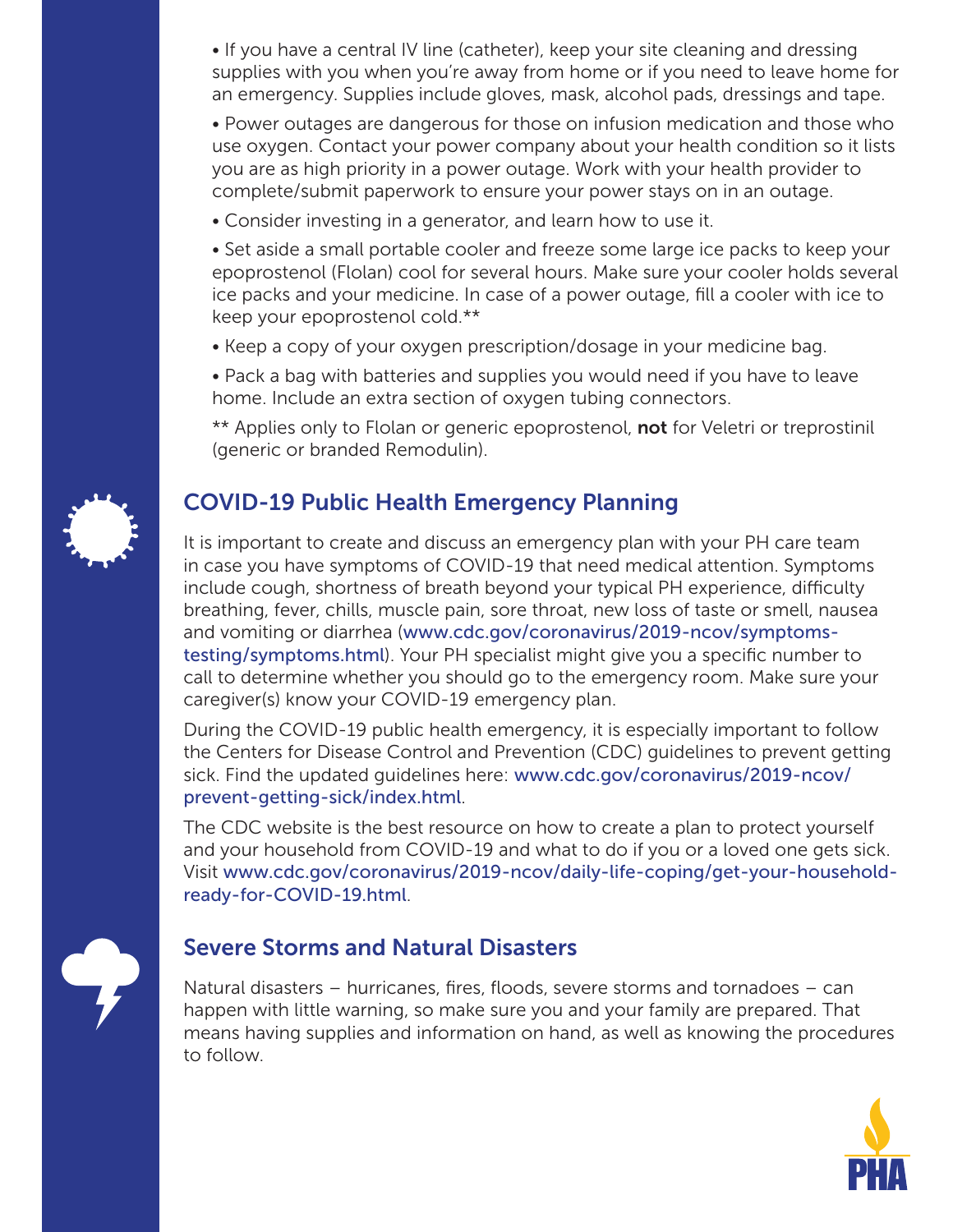- If you have a central IV line (catheter), keep your site cleaning and dressing supplies with you when you're away from home or if you need to leave home for an emergency. Supplies include gloves, mask, alcohol pads, dressings and tape.
- Power outages are dangerous for those on infusion medication and those who use oxygen. Contact your power company about your health condition so it lists you are as high priority in a power outage. Work with your health provider to complete/submit paperwork to ensure your power stays on in an outage.
- Consider investing in a generator, and learn how to use it.
- Set aside a small portable cooler and freeze some large ice packs to keep your epoprostenol (Flolan) cool for several hours. Make sure your cooler holds several ice packs and your medicine. In case of a power outage, fill a cooler with ice to keep your epoprostenol cold.**
- Keep a copy of your oxygen prescription/dosage in your medicine bag.
- Pack a bag with batteries and supplies you would need if you have to leave home. Include an extra section of oxygen tubing connectors.

** Applies only to Flolan or generic epoprostenol, **not** for Veletri or treprostinil (generic or branded Remodulin).

## COVID-19 Public Health Emergency Planning

It is important to create and discuss an emergency plan with your PH care team in case you have symptoms of COVID-19 that need medical attention. Symptoms include cough, shortness of breath beyond your typical PH experience, difficulty breathing, fever, chills, muscle pain, sore throat, new loss of taste or smell, nausea and vomiting or diarrhea (www.cdc.gov/coronavirus/2019-ncov/symptoms-testing/symptoms.html). Your PH specialist might give you a specific number to call to determine whether you should go to the emergency room. Make sure your caregiver(s) know your COVID-19 emergency plan.

During the COVID-19 public health emergency, it is especially important to follow the Centers for Disease Control and Prevention (CDC) guidelines to prevent getting sick. Find the updated guidelines here: www.cdc.gov/coronavirus/2019-ncov/prevent-getting-sick/index.html.

The CDC website is the best resource on how to create a plan to protect yourself and your household from COVID-19 and what to do if you or a loved one gets sick. Visit www.cdc.gov/coronavirus/2019-ncov/daily-life-coping/get-your-household-ready-for-COVID-19.html.

## Severe Storms and Natural Disasters

Natural disasters – hurricanes, fires, floods, severe storms and tornadoes – can happen with little warning, so make sure you and your family are prepared. That means having supplies and information on hand, as well as knowing the procedures to follow.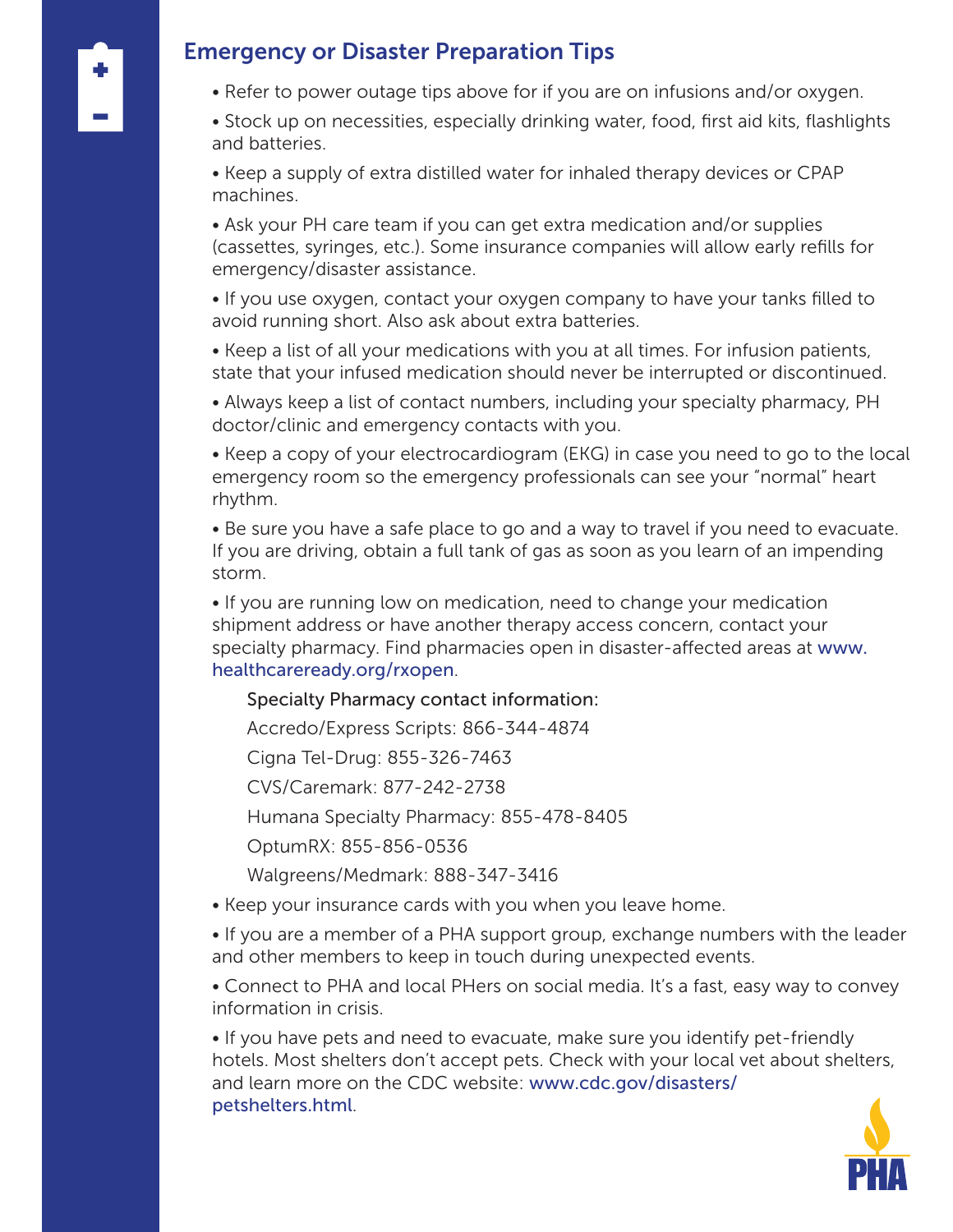## Emergency or Disaster Preparation Tips

- Refer to power outage tips above for if you are on infusions and/or oxygen.
- Stock up on necessities, especially drinking water, food, first aid kits, flashlights and batteries.
- Keep a supply of extra distilled water for inhaled therapy devices or CPAP machines.
- Ask your PH care team if you can get extra medication and/or supplies (cassettes, syringes, etc.). Some insurance companies will allow early refills for emergency/disaster assistance.
- If you use oxygen, contact your oxygen company to have your tanks filled to avoid running short. Also ask about extra batteries.
- Keep a list of all your medications with you at all times. For infusion patients, state that your infused medication should never be interrupted or discontinued.
- Always keep a list of contact numbers, including your specialty pharmacy, PH doctor/clinic and emergency contacts with you.
- Keep a copy of your electrocardiogram (EKG) in case you need to go to the local emergency room so the emergency professionals can see your "normal" heart rhythm.
- Be sure you have a safe place to go and a way to travel if you need to evacuate. If you are driving, obtain a full tank of gas as soon as you learn of an impending storm.
- If you are running low on medication, need to change your medication shipment address or have another therapy access concern, contact your specialty pharmacy. Find pharmacies open in disaster-affected areas at www.healthcareready.org/rxopen.

  Specialty Pharmacy contact information:

  Accredo/Express Scripts: 866-344-4874

  Cigna Tel-Drug: 855-326-7463

  CVS/Caremark: 877-242-2738

  Humana Specialty Pharmacy: 855-478-8405

  OptumRX: 855-856-0536

  Walgreens/Medmark: 888-347-3416

- Keep your insurance cards with you when you leave home.
- If you are a member of a PHA support group, exchange numbers with the leader and other members to keep in touch during unexpected events.
- Connect to PHA and local PHers on social media. It's a fast, easy way to convey information in crisis.
- If you have pets and need to evacuate, make sure you identify pet-friendly hotels. Most shelters don't accept pets. Check with your local vet about shelters, and learn more on the CDC website: www.cdc.gov/disasters/petshelters.html.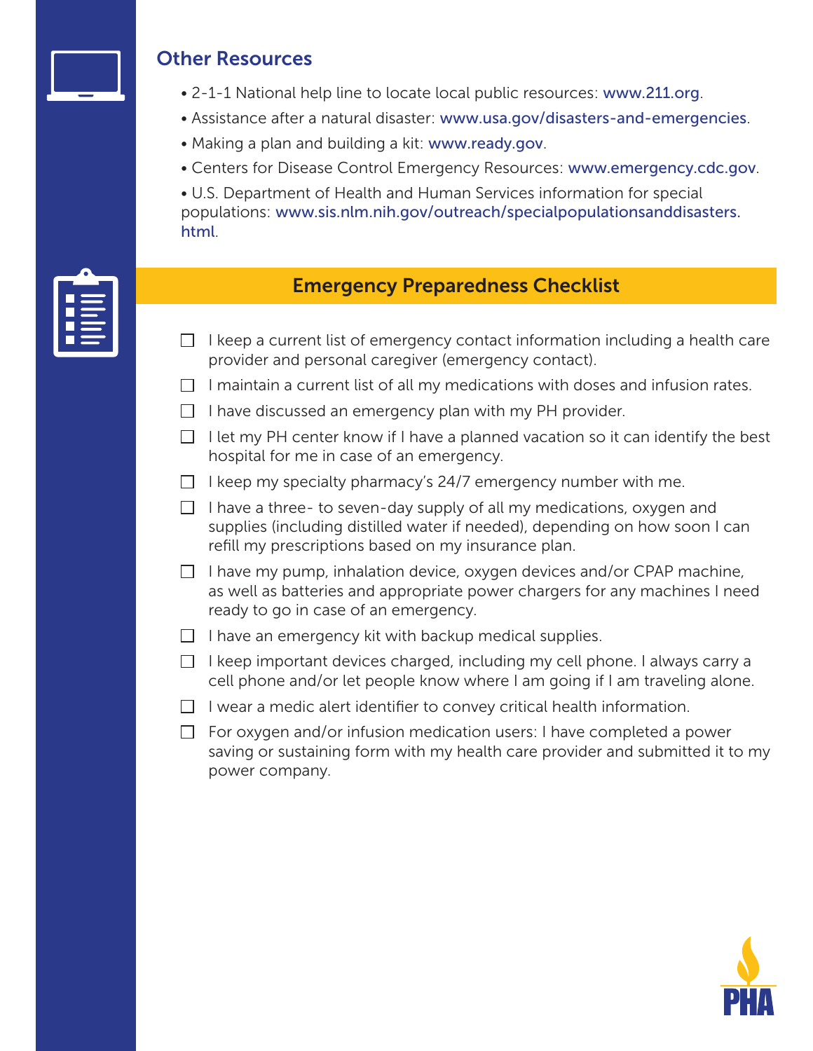## Other Resources

- 2-1-1 National help line to locate local public resources: www.211.org.
- Assistance after a natural disaster: www.usa.gov/disasters-and-emergencies.
- Making a plan and building a kit: www.ready.gov.
- Centers for Disease Control Emergency Resources: www.emergency.cdc.gov.
- U.S. Department of Health and Human Services information for special populations: www.sis.nlm.nih.gov/outreach/specialpopulationsanddisasters.html.

## Emergency Preparedness Checklist

- [ ] I keep a current list of emergency contact information including a health care provider and personal caregiver (emergency contact).
- [ ] I maintain a current list of all my medications with doses and infusion rates.
- [ ] I have discussed an emergency plan with my PH provider.
- [ ] I let my PH center know if I have a planned vacation so it can identify the best hospital for me in case of an emergency.
- [ ] I keep my specialty pharmacy's 24/7 emergency number with me.
- [ ] I have a three- to seven-day supply of all my medications, oxygen and supplies (including distilled water if needed), depending on how soon I can refill my prescriptions based on my insurance plan.
- [ ] I have my pump, inhalation device, oxygen devices and/or CPAP machine, as well as batteries and appropriate power chargers for any machines I need ready to go in case of an emergency.
- [ ] I have an emergency kit with backup medical supplies.
- [ ] I keep important devices charged, including my cell phone. I always carry a cell phone and/or let people know where I am going if I am traveling alone.
- [ ] I wear a medic alert identifier to convey critical health information.
- [ ] For oxygen and/or infusion medication users: I have completed a power saving or sustaining form with my health care provider and submitted it to my power company.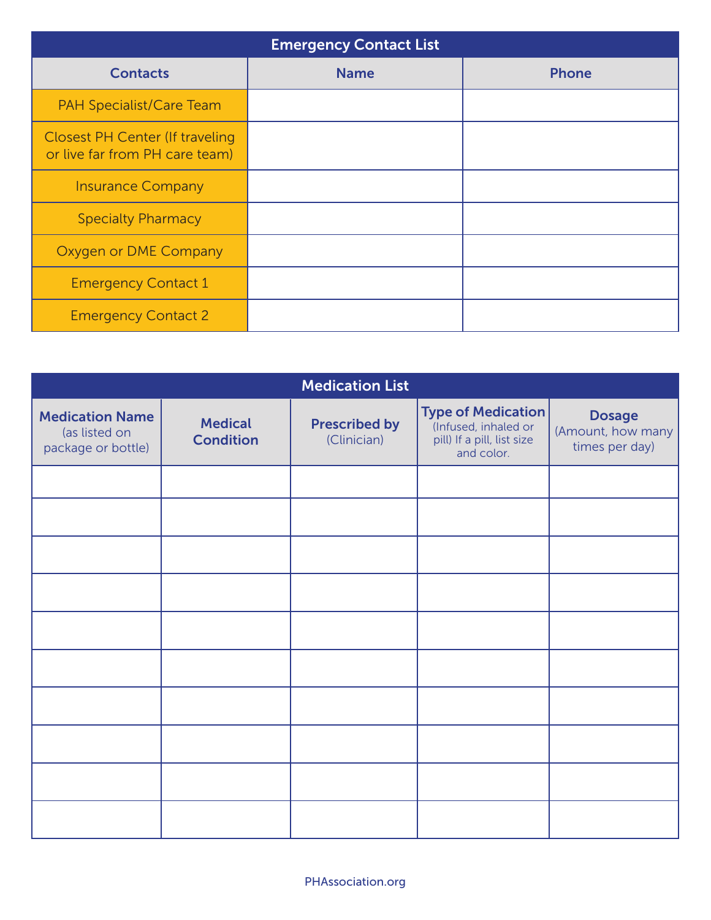| Emergency Contact List | | |
|---|---|---|
| **Contacts** | **Name** | **Phone** |
| PAH Specialist/Care Team | | |
| Closest PH Center (If traveling or live far from PH care team) | | |
| Insurance Company | | |
| Specialty Pharmacy | | |
| Oxygen or DME Company | | |
| Emergency Contact 1 | | |
| Emergency Contact 2 | | |

| Medication List | | | | |
|---|---|---|---|---|
| **Medication Name** (as listed on package or bottle) | **Medical Condition** | **Prescribed by** (Clinician) | **Type of Medication** (Infused, inhaled or pill) If a pill, list size and color. | **Dosage** (Amount, how many times per day) |
| | | | | |
| | | | | |
| | | | | |
| | | | | |
| | | | | |
| | | | | |
| | | | | |
| | | | | |
| | | | | |
| | | | | |

PHAssociation.org